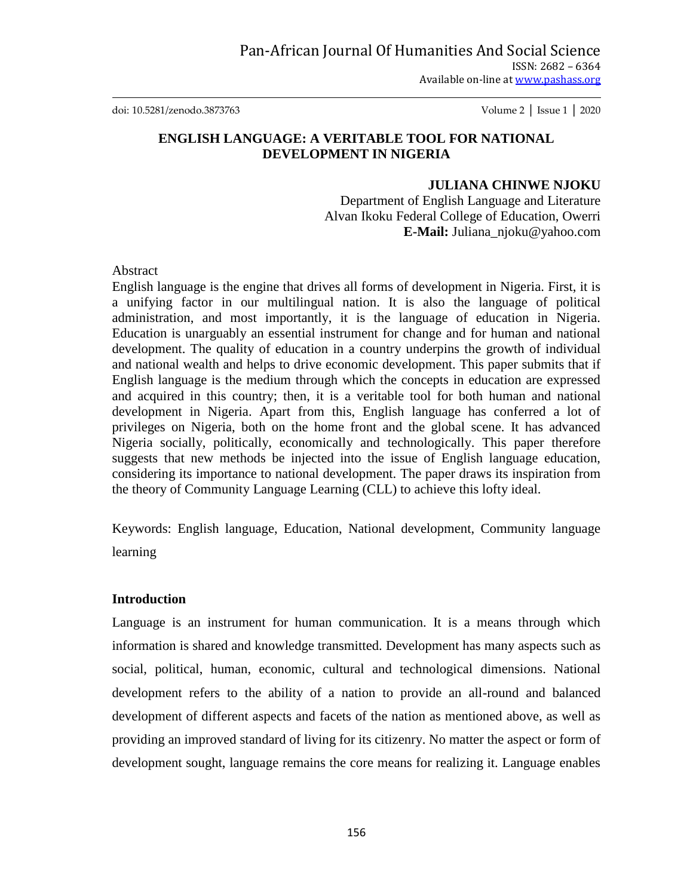# ENGLISH LANGUAGE: A VERITABLE TOOL FOR NATIONAL DEVELOPMENT IN NIGERIA

**JULIANA CHINWE NJOKU**
Department of English Language and Literature
Alvan Ikoku Federal College of Education, Owerri
**E-Mail:** Juliana_njoku@yahoo.com

Abstract

English language is the engine that drives all forms of development in Nigeria. First, it is a unifying factor in our multilingual nation. It is also the language of political administration, and most importantly, it is the language of education in Nigeria. Education is unarguably an essential instrument for change and for human and national development. The quality of education in a country underpins the growth of individual and national wealth and helps to drive economic development. This paper submits that if English language is the medium through which the concepts in education are expressed and acquired in this country; then, it is a veritable tool for both human and national development in Nigeria. Apart from this, English language has conferred a lot of privileges on Nigeria, both on the home front and the global scene. It has advanced Nigeria socially, politically, economically and technologically. This paper therefore suggests that new methods be injected into the issue of English language education, considering its importance to national development. The paper draws its inspiration from the theory of Community Language Learning (CLL) to achieve this lofty ideal.

Keywords: English language, Education, National development, Community language learning

## Introduction

Language is an instrument for human communication. It is a means through which information is shared and knowledge transmitted. Development has many aspects such as social, political, human, economic, cultural and technological dimensions. National development refers to the ability of a nation to provide an all-round and balanced development of different aspects and facets of the nation as mentioned above, as well as providing an improved standard of living for its citizenry. No matter the aspect or form of development sought, language remains the core means for realizing it. Language enables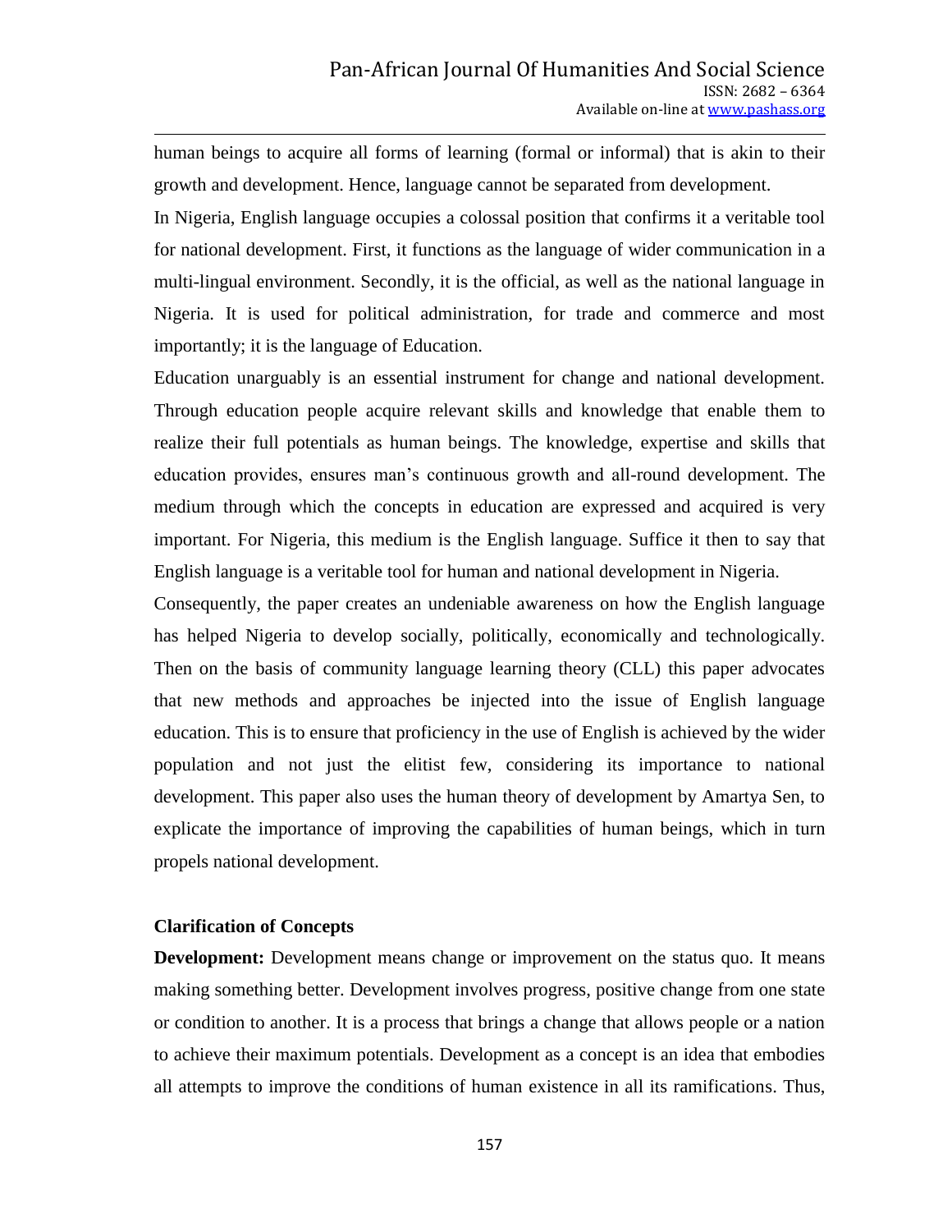human beings to acquire all forms of learning (formal or informal) that is akin to their growth and development. Hence, language cannot be separated from development.

In Nigeria, English language occupies a colossal position that confirms it a veritable tool for national development. First, it functions as the language of wider communication in a multi-lingual environment. Secondly, it is the official, as well as the national language in Nigeria. It is used for political administration, for trade and commerce and most importantly; it is the language of Education.

Education unarguably is an essential instrument for change and national development. Through education people acquire relevant skills and knowledge that enable them to realize their full potentials as human beings. The knowledge, expertise and skills that education provides, ensures man's continuous growth and all-round development. The medium through which the concepts in education are expressed and acquired is very important. For Nigeria, this medium is the English language. Suffice it then to say that English language is a veritable tool for human and national development in Nigeria.

Consequently, the paper creates an undeniable awareness on how the English language has helped Nigeria to develop socially, politically, economically and technologically. Then on the basis of community language learning theory (CLL) this paper advocates that new methods and approaches be injected into the issue of English language education. This is to ensure that proficiency in the use of English is achieved by the wider population and not just the elitist few, considering its importance to national development. This paper also uses the human theory of development by Amartya Sen, to explicate the importance of improving the capabilities of human beings, which in turn propels national development.

## Clarification of Concepts

**Development:** Development means change or improvement on the status quo. It means making something better. Development involves progress, positive change from one state or condition to another. It is a process that brings a change that allows people or a nation to achieve their maximum potentials. Development as a concept is an idea that embodies all attempts to improve the conditions of human existence in all its ramifications. Thus,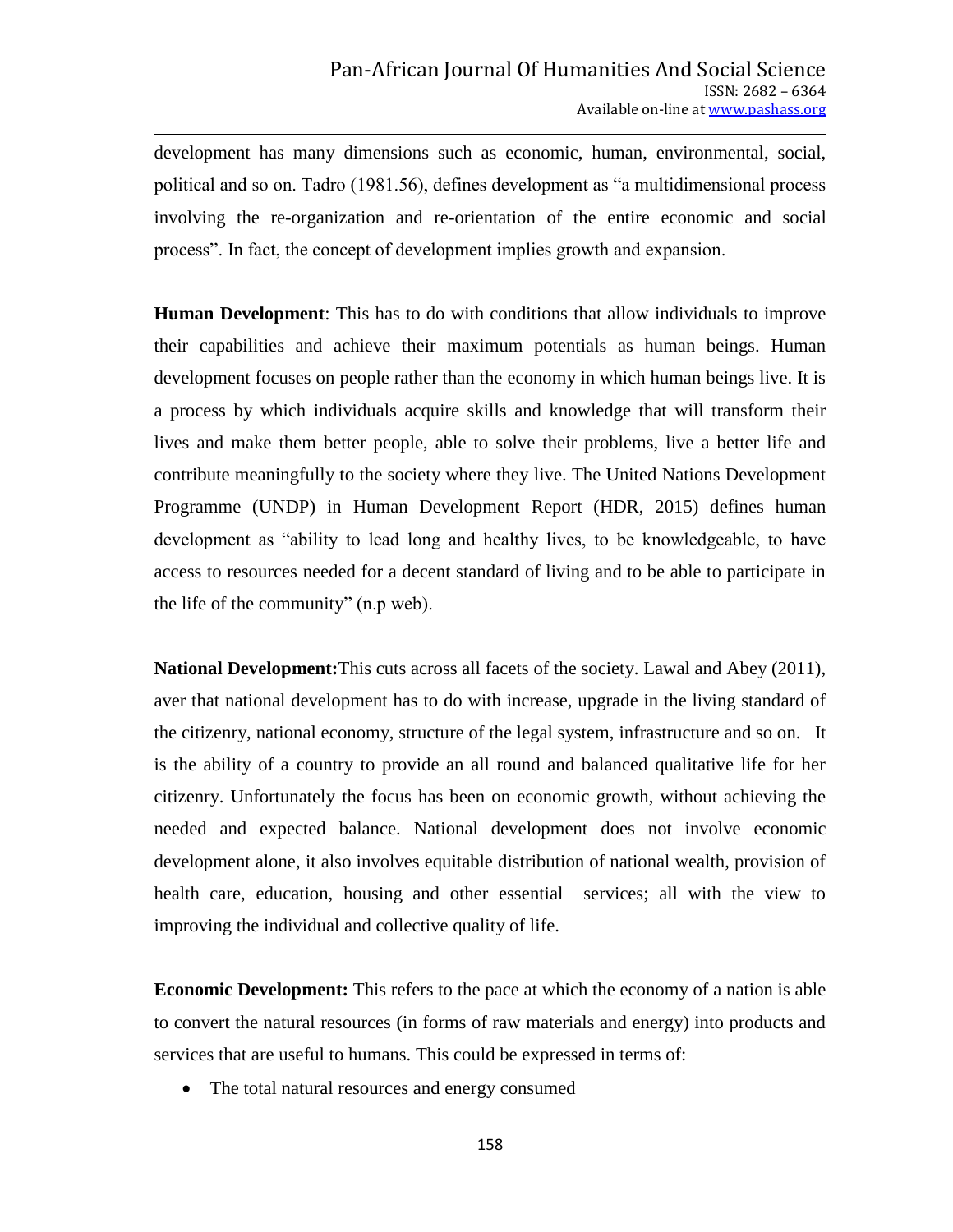development has many dimensions such as economic, human, environmental, social, political and so on. Tadro (1981.56), defines development as "a multidimensional process involving the re-organization and re-orientation of the entire economic and social process". In fact, the concept of development implies growth and expansion.

**Human Development**: This has to do with conditions that allow individuals to improve their capabilities and achieve their maximum potentials as human beings. Human development focuses on people rather than the economy in which human beings live. It is a process by which individuals acquire skills and knowledge that will transform their lives and make them better people, able to solve their problems, live a better life and contribute meaningfully to the society where they live. The United Nations Development Programme (UNDP) in Human Development Report (HDR, 2015) defines human development as "ability to lead long and healthy lives, to be knowledgeable, to have access to resources needed for a decent standard of living and to be able to participate in the life of the community" (n.p web).

**National Development:** This cuts across all facets of the society. Lawal and Abey (2011), aver that national development has to do with increase, upgrade in the living standard of the citizenry, national economy, structure of the legal system, infrastructure and so on. It is the ability of a country to provide an all round and balanced qualitative life for her citizenry. Unfortunately the focus has been on economic growth, without achieving the needed and expected balance. National development does not involve economic development alone, it also involves equitable distribution of national wealth, provision of health care, education, housing and other essential services; all with the view to improving the individual and collective quality of life.

**Economic Development:** This refers to the pace at which the economy of a nation is able to convert the natural resources (in forms of raw materials and energy) into products and services that are useful to humans. This could be expressed in terms of:

- The total natural resources and energy consumed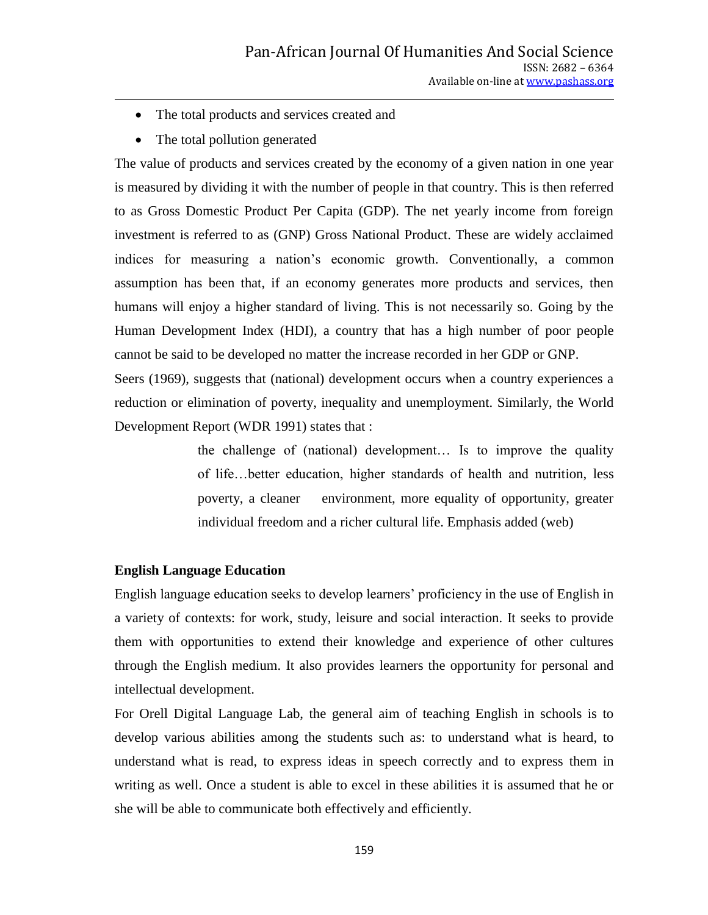- The total products and services created and
- The total pollution generated

The value of products and services created by the economy of a given nation in one year is measured by dividing it with the number of people in that country. This is then referred to as Gross Domestic Product Per Capita (GDP). The net yearly income from foreign investment is referred to as (GNP) Gross National Product. These are widely acclaimed indices for measuring a nation's economic growth. Conventionally, a common assumption has been that, if an economy generates more products and services, then humans will enjoy a higher standard of living. This is not necessarily so. Going by the Human Development Index (HDI), a country that has a high number of poor people cannot be said to be developed no matter the increase recorded in her GDP or GNP.

Seers (1969), suggests that (national) development occurs when a country experiences a reduction or elimination of poverty, inequality and unemployment. Similarly, the World Development Report (WDR 1991) states that :

> the challenge of (national) development… Is to improve the quality of life…better education, higher standards of health and nutrition, less poverty, a cleaner environment, more equality of opportunity, greater individual freedom and a richer cultural life. Emphasis added (web)

**English Language Education**

English language education seeks to develop learners' proficiency in the use of English in a variety of contexts: for work, study, leisure and social interaction. It seeks to provide them with opportunities to extend their knowledge and experience of other cultures through the English medium. It also provides learners the opportunity for personal and intellectual development.

For Orell Digital Language Lab, the general aim of teaching English in schools is to develop various abilities among the students such as: to understand what is heard, to understand what is read, to express ideas in speech correctly and to express them in writing as well. Once a student is able to excel in these abilities it is assumed that he or she will be able to communicate both effectively and efficiently.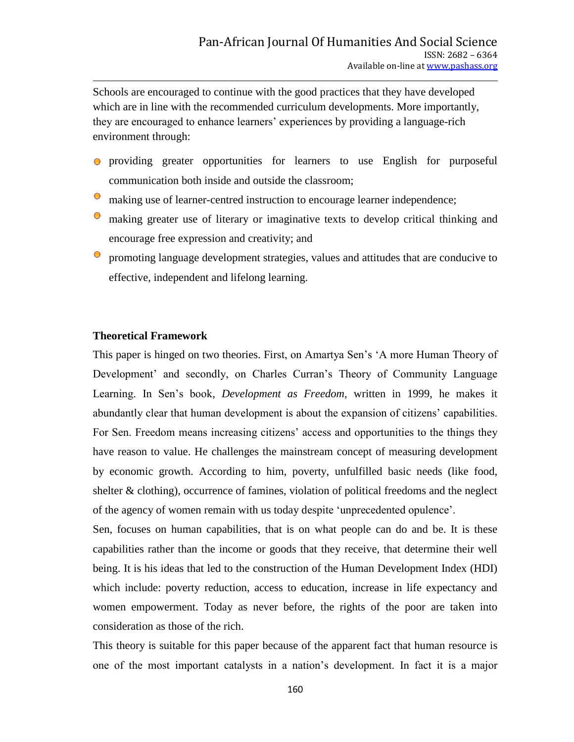Schools are encouraged to continue with the good practices that they have developed which are in line with the recommended curriculum developments. More importantly, they are encouraged to enhance learners' experiences by providing a language-rich environment through:

- providing greater opportunities for learners to use English for purposeful communication both inside and outside the classroom;
- making use of learner-centred instruction to encourage learner independence;
- making greater use of literary or imaginative texts to develop critical thinking and encourage free expression and creativity; and
- promoting language development strategies, values and attitudes that are conducive to effective, independent and lifelong learning.

**Theoretical Framework**

This paper is hinged on two theories. First, on Amartya Sen's 'A more Human Theory of Development' and secondly, on Charles Curran's Theory of Community Language Learning. In Sen's book, *Development as Freedom,* written in 1999, he makes it abundantly clear that human development is about the expansion of citizens' capabilities. For Sen. Freedom means increasing citizens' access and opportunities to the things they have reason to value. He challenges the mainstream concept of measuring development by economic growth. According to him, poverty, unfulfilled basic needs (like food, shelter & clothing), occurrence of famines, violation of political freedoms and the neglect of the agency of women remain with us today despite 'unprecedented opulence'.

Sen, focuses on human capabilities, that is on what people can do and be. It is these capabilities rather than the income or goods that they receive, that determine their well being. It is his ideas that led to the construction of the Human Development Index (HDI) which include: poverty reduction, access to education, increase in life expectancy and women empowerment. Today as never before, the rights of the poor are taken into consideration as those of the rich.

This theory is suitable for this paper because of the apparent fact that human resource is one of the most important catalysts in a nation's development. In fact it is a major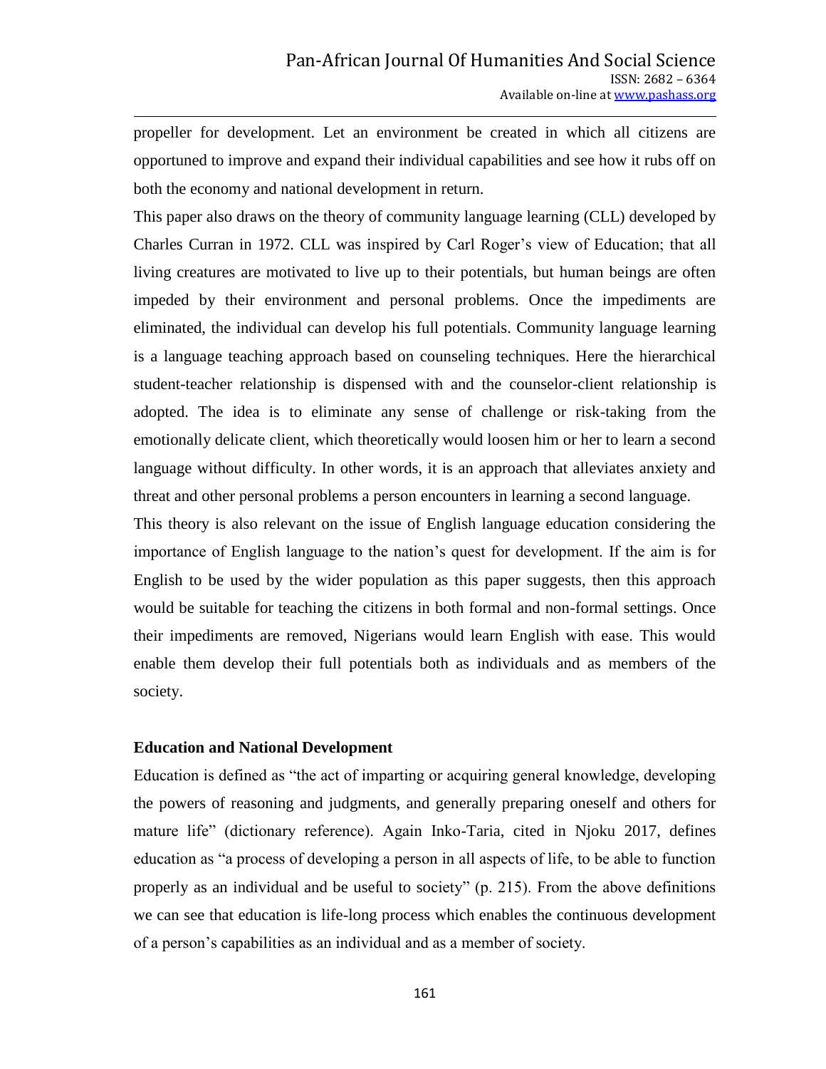propeller for development. Let an environment be created in which all citizens are opportuned to improve and expand their individual capabilities and see how it rubs off on both the economy and national development in return.

This paper also draws on the theory of community language learning (CLL) developed by Charles Curran in 1972. CLL was inspired by Carl Roger's view of Education; that all living creatures are motivated to live up to their potentials, but human beings are often impeded by their environment and personal problems. Once the impediments are eliminated, the individual can develop his full potentials. Community language learning is a language teaching approach based on counseling techniques. Here the hierarchical student-teacher relationship is dispensed with and the counselor-client relationship is adopted. The idea is to eliminate any sense of challenge or risk-taking from the emotionally delicate client, which theoretically would loosen him or her to learn a second language without difficulty. In other words, it is an approach that alleviates anxiety and threat and other personal problems a person encounters in learning a second language.

This theory is also relevant on the issue of English language education considering the importance of English language to the nation's quest for development. If the aim is for English to be used by the wider population as this paper suggests, then this approach would be suitable for teaching the citizens in both formal and non-formal settings. Once their impediments are removed, Nigerians would learn English with ease. This would enable them develop their full potentials both as individuals and as members of the society.

**Education and National Development**

Education is defined as "the act of imparting or acquiring general knowledge, developing the powers of reasoning and judgments, and generally preparing oneself and others for mature life" (dictionary reference). Again Inko-Taria, cited in Njoku 2017, defines education as "a process of developing a person in all aspects of life, to be able to function properly as an individual and be useful to society" (p. 215). From the above definitions we can see that education is life-long process which enables the continuous development of a person's capabilities as an individual and as a member of society.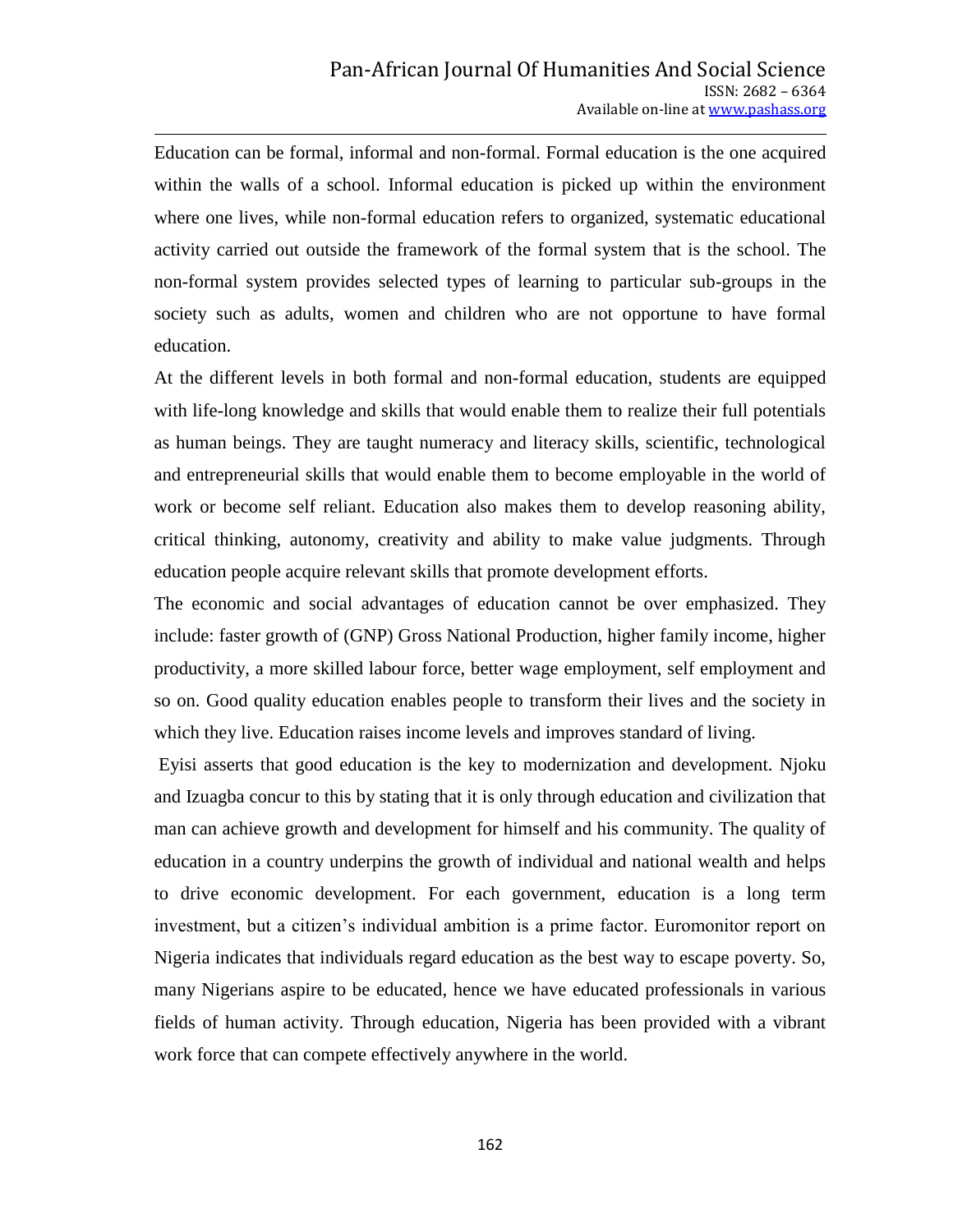Education can be formal, informal and non-formal. Formal education is the one acquired within the walls of a school. Informal education is picked up within the environment where one lives, while non-formal education refers to organized, systematic educational activity carried out outside the framework of the formal system that is the school. The non-formal system provides selected types of learning to particular sub-groups in the society such as adults, women and children who are not opportune to have formal education.

At the different levels in both formal and non-formal education, students are equipped with life-long knowledge and skills that would enable them to realize their full potentials as human beings. They are taught numeracy and literacy skills, scientific, technological and entrepreneurial skills that would enable them to become employable in the world of work or become self reliant. Education also makes them to develop reasoning ability, critical thinking, autonomy, creativity and ability to make value judgments. Through education people acquire relevant skills that promote development efforts.

The economic and social advantages of education cannot be over emphasized. They include: faster growth of (GNP) Gross National Production, higher family income, higher productivity, a more skilled labour force, better wage employment, self employment and so on. Good quality education enables people to transform their lives and the society in which they live. Education raises income levels and improves standard of living.

Eyisi asserts that good education is the key to modernization and development. Njoku and Izuagba concur to this by stating that it is only through education and civilization that man can achieve growth and development for himself and his community. The quality of education in a country underpins the growth of individual and national wealth and helps to drive economic development. For each government, education is a long term investment, but a citizen's individual ambition is a prime factor. Euromonitor report on Nigeria indicates that individuals regard education as the best way to escape poverty. So, many Nigerians aspire to be educated, hence we have educated professionals in various fields of human activity. Through education, Nigeria has been provided with a vibrant work force that can compete effectively anywhere in the world.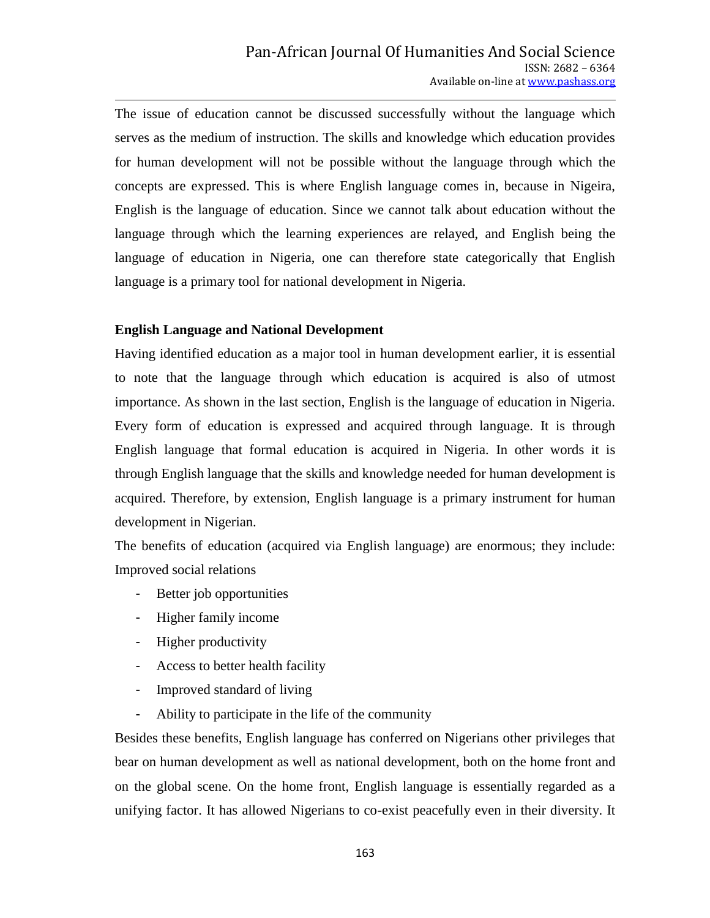The issue of education cannot be discussed successfully without the language which serves as the medium of instruction. The skills and knowledge which education provides for human development will not be possible without the language through which the concepts are expressed. This is where English language comes in, because in Nigeira, English is the language of education. Since we cannot talk about education without the language through which the learning experiences are relayed, and English being the language of education in Nigeria, one can therefore state categorically that English language is a primary tool for national development in Nigeria.

**English Language and National Development**

Having identified education as a major tool in human development earlier, it is essential to note that the language through which education is acquired is also of utmost importance. As shown in the last section, English is the language of education in Nigeria. Every form of education is expressed and acquired through language. It is through English language that formal education is acquired in Nigeria. In other words it is through English language that the skills and knowledge needed for human development is acquired. Therefore, by extension, English language is a primary instrument for human development in Nigerian.

The benefits of education (acquired via English language) are enormous; they include: Improved social relations

- Better job opportunities
- Higher family income
- Higher productivity
- Access to better health facility
- Improved standard of living
- Ability to participate in the life of the community

Besides these benefits, English language has conferred on Nigerians other privileges that bear on human development as well as national development, both on the home front and on the global scene. On the home front, English language is essentially regarded as a unifying factor. It has allowed Nigerians to co-exist peacefully even in their diversity. It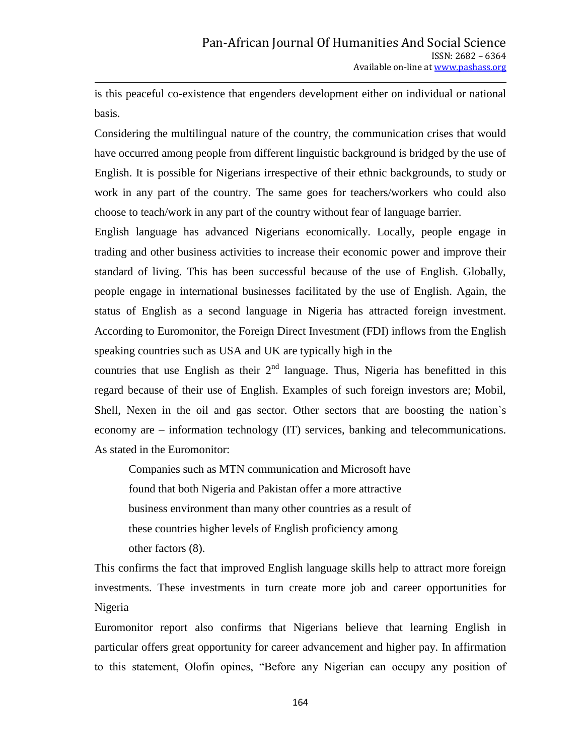is this peaceful co-existence that engenders development either on individual or national basis.

Considering the multilingual nature of the country, the communication crises that would have occurred among people from different linguistic background is bridged by the use of English. It is possible for Nigerians irrespective of their ethnic backgrounds, to study or work in any part of the country. The same goes for teachers/workers who could also choose to teach/work in any part of the country without fear of language barrier.

English language has advanced Nigerians economically. Locally, people engage in trading and other business activities to increase their economic power and improve their standard of living. This has been successful because of the use of English. Globally, people engage in international businesses facilitated by the use of English. Again, the status of English as a second language in Nigeria has attracted foreign investment. According to Euromonitor, the Foreign Direct Investment (FDI) inflows from the English speaking countries such as USA and UK are typically high in the countries that use English as their 2nd language. Thus, Nigeria has benefitted in this regard because of their use of English. Examples of such foreign investors are; Mobil, Shell, Nexen in the oil and gas sector. Other sectors that are boosting the nation`s economy are – information technology (IT) services, banking and telecommunications. As stated in the Euromonitor:

> Companies such as MTN communication and Microsoft have found that both Nigeria and Pakistan offer a more attractive business environment than many other countries as a result of these countries higher levels of English proficiency among other factors (8).

This confirms the fact that improved English language skills help to attract more foreign investments. These investments in turn create more job and career opportunities for Nigeria

Euromonitor report also confirms that Nigerians believe that learning English in particular offers great opportunity for career advancement and higher pay. In affirmation to this statement, Olofin opines, "Before any Nigerian can occupy any position of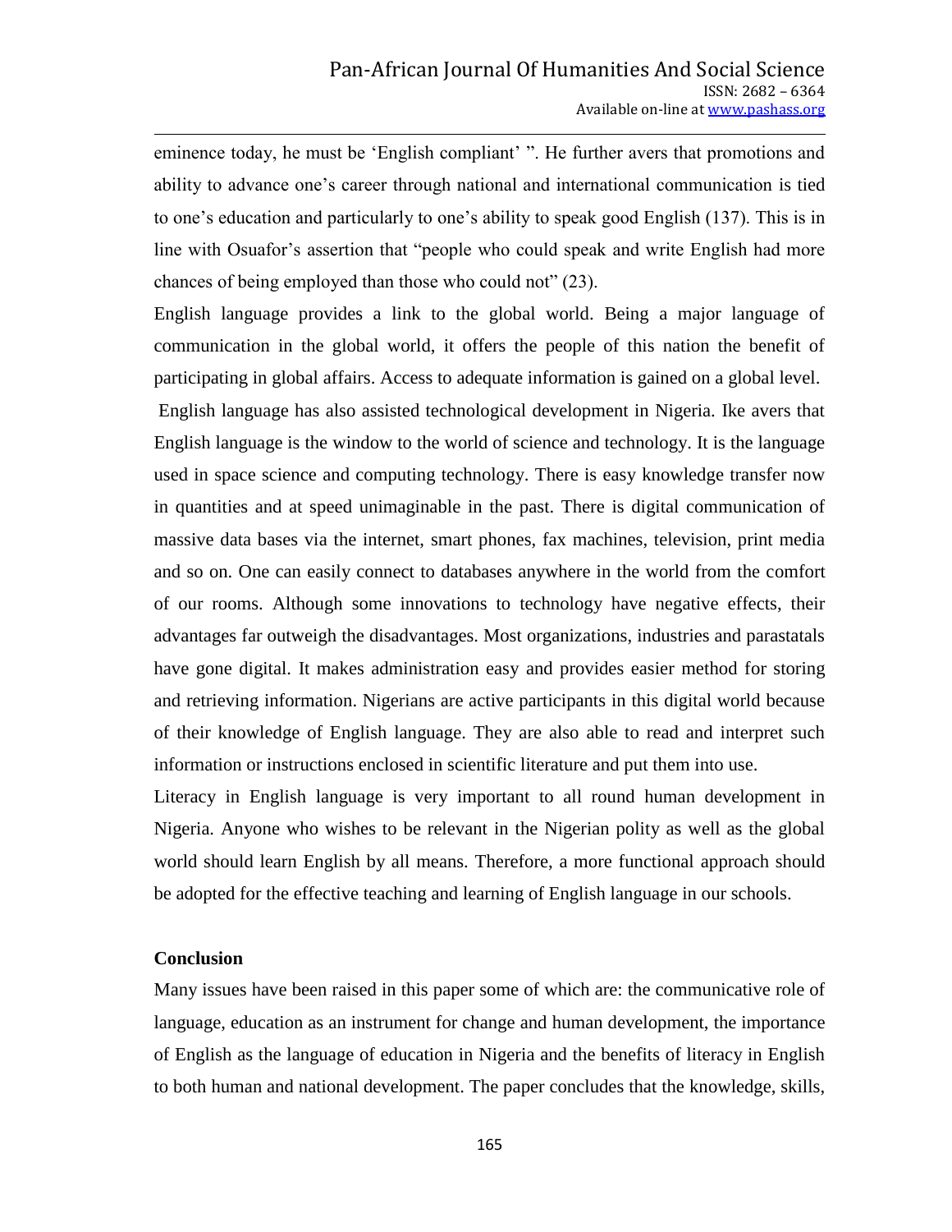eminence today, he must be 'English compliant' ". He further avers that promotions and ability to advance one's career through national and international communication is tied to one's education and particularly to one's ability to speak good English (137). This is in line with Osuafor's assertion that "people who could speak and write English had more chances of being employed than those who could not" (23).

English language provides a link to the global world. Being a major language of communication in the global world, it offers the people of this nation the benefit of participating in global affairs. Access to adequate information is gained on a global level.

English language has also assisted technological development in Nigeria. Ike avers that English language is the window to the world of science and technology. It is the language used in space science and computing technology. There is easy knowledge transfer now in quantities and at speed unimaginable in the past. There is digital communication of massive data bases via the internet, smart phones, fax machines, television, print media and so on. One can easily connect to databases anywhere in the world from the comfort of our rooms. Although some innovations to technology have negative effects, their advantages far outweigh the disadvantages. Most organizations, industries and parastatals have gone digital. It makes administration easy and provides easier method for storing and retrieving information. Nigerians are active participants in this digital world because of their knowledge of English language. They are also able to read and interpret such information or instructions enclosed in scientific literature and put them into use.

Literacy in English language is very important to all round human development in Nigeria. Anyone who wishes to be relevant in the Nigerian polity as well as the global world should learn English by all means. Therefore, a more functional approach should be adopted for the effective teaching and learning of English language in our schools.

## Conclusion

Many issues have been raised in this paper some of which are: the communicative role of language, education as an instrument for change and human development, the importance of English as the language of education in Nigeria and the benefits of literacy in English to both human and national development. The paper concludes that the knowledge, skills,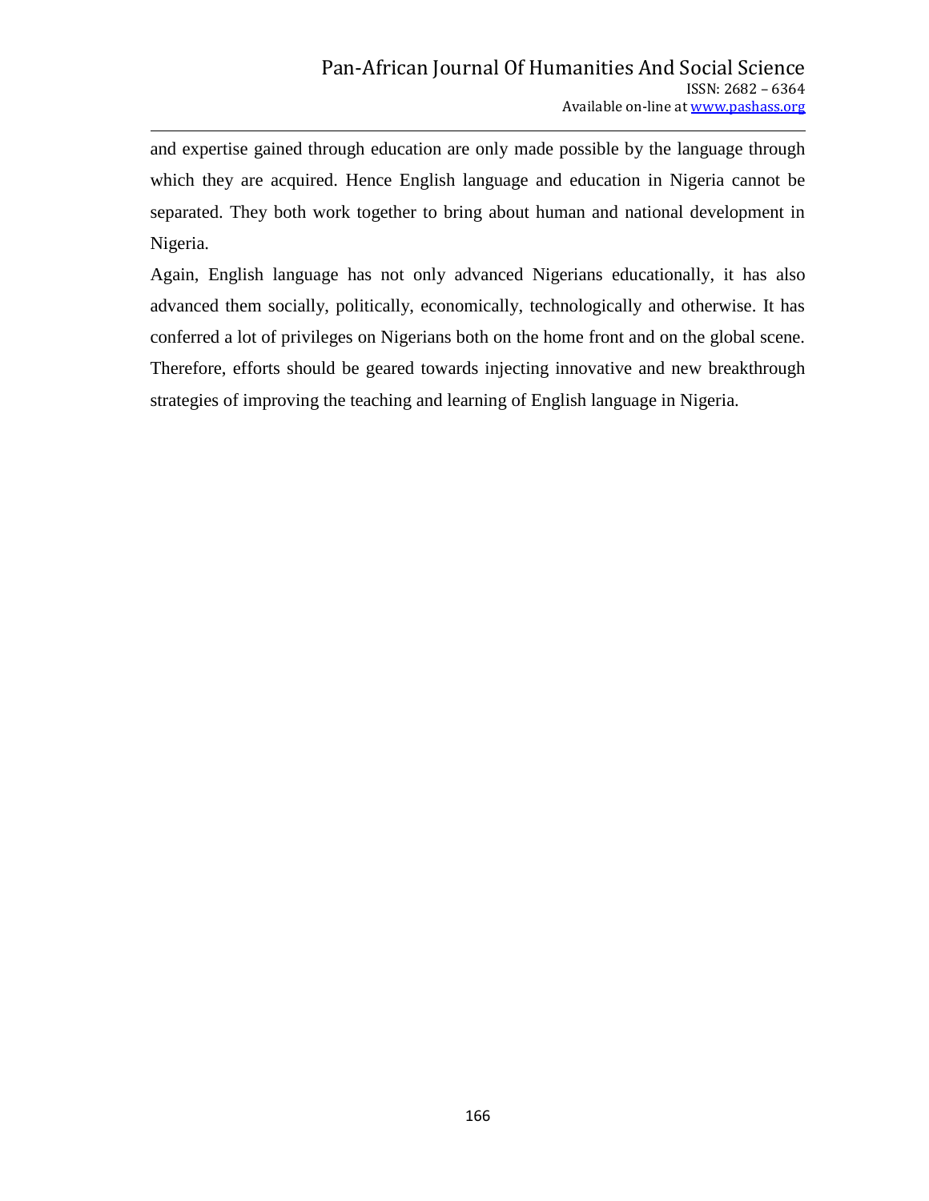and expertise gained through education are only made possible by the language through which they are acquired. Hence English language and education in Nigeria cannot be separated. They both work together to bring about human and national development in Nigeria.

Again, English language has not only advanced Nigerians educationally, it has also advanced them socially, politically, economically, technologically and otherwise. It has conferred a lot of privileges on Nigerians both on the home front and on the global scene. Therefore, efforts should be geared towards injecting innovative and new breakthrough strategies of improving the teaching and learning of English language in Nigeria.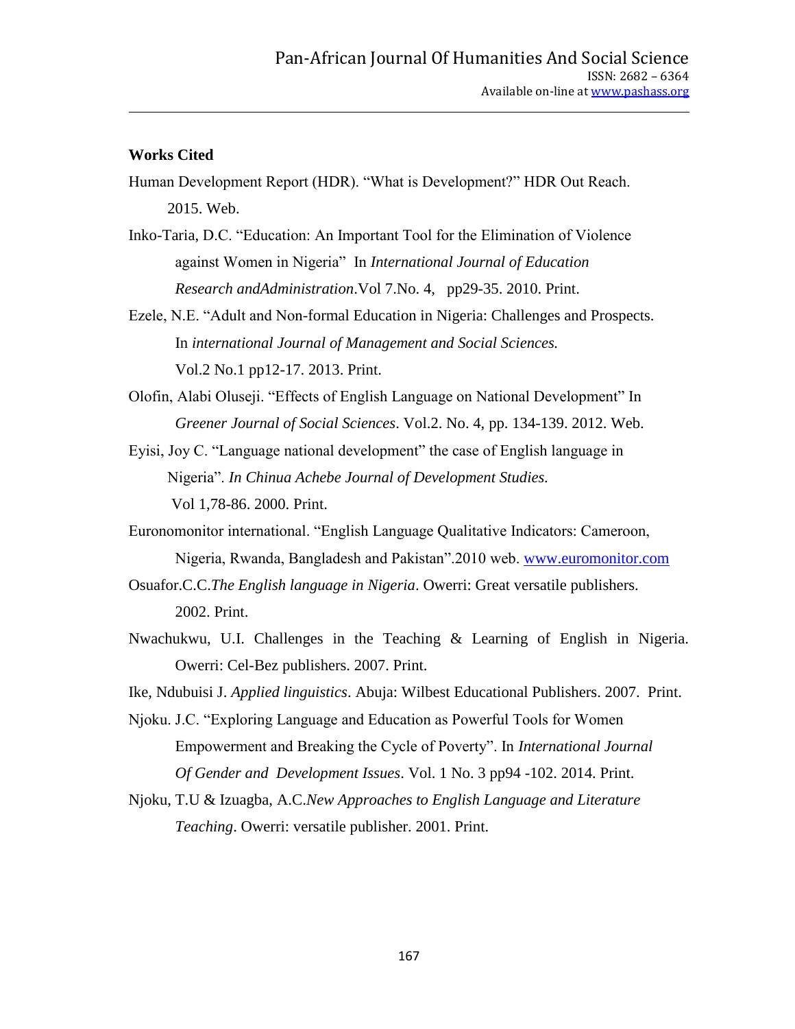**Works Cited**

Human Development Report (HDR). "What is Development?" HDR Out Reach. 2015. Web.

Inko-Taria, D.C. "Education: An Important Tool for the Elimination of Violence against Women in Nigeria" In *International Journal of Education Research andAdministration*.Vol 7.No. 4, pp29-35. 2010. Print.

Ezele, N.E. "Adult and Non-formal Education in Nigeria: Challenges and Prospects. In *international Journal of Management and Social Sciences.* Vol.2 No.1 pp12-17. 2013. Print.

Olofin, Alabi Oluseji. "Effects of English Language on National Development" In *Greener Journal of Social Sciences*. Vol.2. No. 4, pp. 134-139. 2012. Web.

Eyisi, Joy C. "Language national development" the case of English language in Nigeria". *In Chinua Achebe Journal of Development Studies.* Vol 1,78-86. 2000. Print.

Euronomonitor international. "English Language Qualitative Indicators: Cameroon, Nigeria, Rwanda, Bangladesh and Pakistan".2010 web. www.euromonitor.com

Osuafor.C.C.*The English language in Nigeria*. Owerri: Great versatile publishers. 2002. Print.

Nwachukwu, U.I. Challenges in the Teaching & Learning of English in Nigeria. Owerri: Cel-Bez publishers. 2007. Print.

Ike, Ndubuisi J. *Applied linguistics*. Abuja: Wilbest Educational Publishers. 2007. Print.

Njoku. J.C. "Exploring Language and Education as Powerful Tools for Women Empowerment and Breaking the Cycle of Poverty". In *International Journal Of Gender and Development Issues*. Vol. 1 No. 3 pp94 -102. 2014. Print.

Njoku, T.U & Izuagba, A.C.*New Approaches to English Language and Literature Teaching*. Owerri: versatile publisher. 2001. Print.